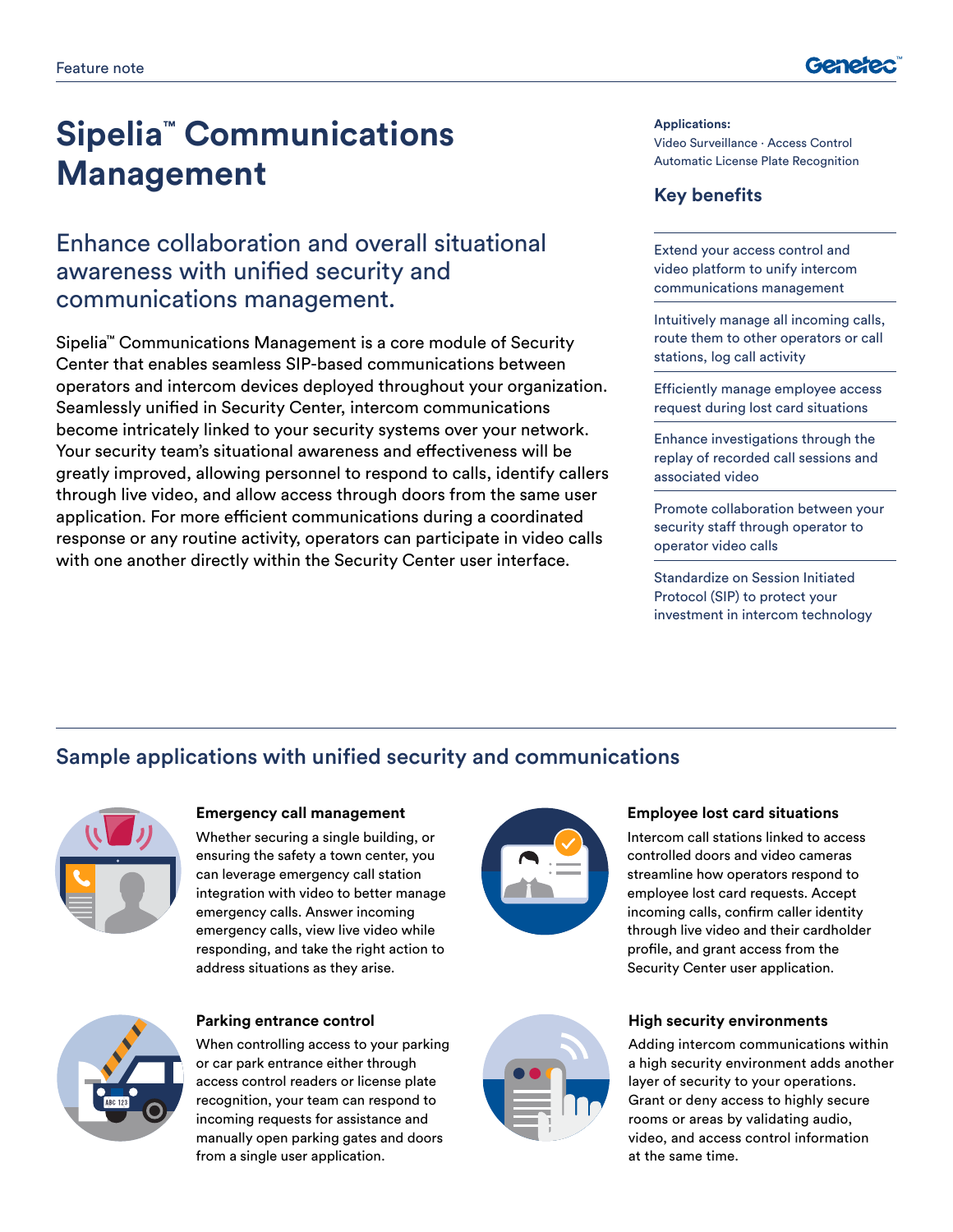Feature note

# Sipelia™ Communications Management

## Enhance collaboration and overall situational awareness with unified security and communications management.

Sipelia™ Communications Management is a core module of Security Center that enables seamless SIP-based communications between operators and intercom devices deployed throughout your organization. Seamlessly unified in Security Center, intercom communications become intricately linked to your security systems over your network. Your security team's situational awareness and effectiveness will be greatly improved, allowing personnel to respond to calls, identify callers through live video, and allow access through doors from the same user application. For more efficient communications during a coordinated response or any routine activity, operators can participate in video calls with one another directly within the Security Center user interface.

**Applications:**
Video Surveillance · Access Control
Automatic License Plate Recognition

### Key benefits

- Extend your access control and video platform to unify intercom communications management
- Intuitively manage all incoming calls, route them to other operators or call stations, log call activity
- Efficiently manage employee access request during lost card situations
- Enhance investigations through the replay of recorded call sessions and associated video
- Promote collaboration between your security staff through operator to operator video calls
- Standardize on Session Initiated Protocol (SIP) to protect your investment in intercom technology

## Sample applications with unified security and communications

### Emergency call management

Whether securing a single building, or ensuring the safety a town center, you can leverage emergency call station integration with video to better manage emergency calls. Answer incoming emergency calls, view live video while responding, and take the right action to address situations as they arise.

### Employee lost card situations

Intercom call stations linked to access controlled doors and video cameras streamline how operators respond to employee lost card requests. Accept incoming calls, confirm caller identity through live video and their cardholder profile, and grant access from the Security Center user application.

### Parking entrance control

When controlling access to your parking or car park entrance either through access control readers or license plate recognition, your team can respond to incoming requests for assistance and manually open parking gates and doors from a single user application.

### High security environments

Adding intercom communications within a high security environment adds another layer of security to your operations. Grant or deny access to highly secure rooms or areas by validating audio, video, and access control information at the same time.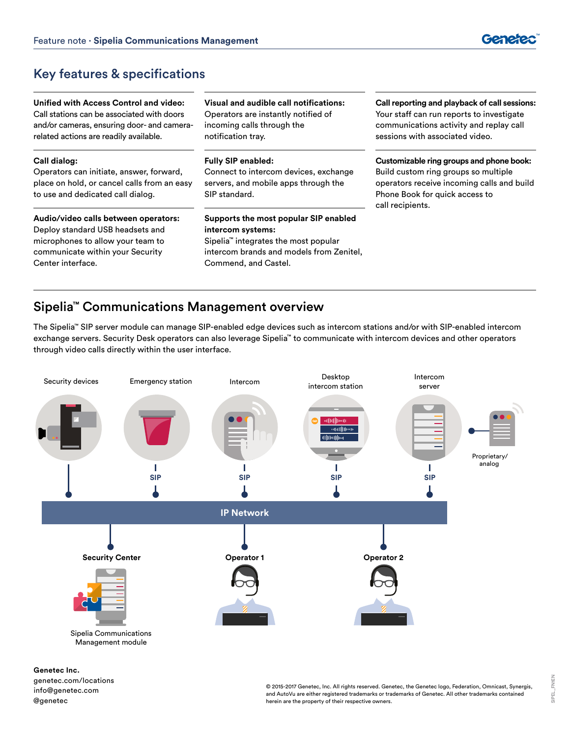## Key features & specifications

**Unified with Access Control and video:**
Call stations can be associated with doors and/or cameras, ensuring door- and camera-related actions are readily available.

**Call dialog:**
Operators can initiate, answer, forward, place on hold, or cancel calls from an easy to use and dedicated call dialog.

**Audio/video calls between operators:**
Deploy standard USB headsets and microphones to allow your team to communicate within your Security Center interface.

**Visual and audible call notifications:**
Operators are instantly notified of incoming calls through the notification tray.

**Fully SIP enabled:**
Connect to intercom devices, exchange servers, and mobile apps through the SIP standard.

**Supports the most popular SIP enabled intercom systems:**
Sipelia™ integrates the most popular intercom brands and models from Zenitel, Commend, and Castel.

**Call reporting and playback of call sessions:**
Your staff can run reports to investigate communications activity and replay call sessions with associated video.

**Customizable ring groups and phone book:**
Build custom ring groups so multiple operators receive incoming calls and build Phone Book for quick access to call recipients.

## Sipelia™ Communications Management overview

The Sipelia™ SIP server module can manage SIP-enabled edge devices such as intercom stations and/or with SIP-enabled intercom exchange servers. Security Desk operators can also leverage Sipelia™ to communicate with intercom devices and other operators through video calls directly within the user interface.

Security devices
Emergency station
Intercom
Desktop intercom station
Intercom server
Proprietary/ analog
SIP
SIP
SIP
SIP
IP Network
Security Center
Operator 1
Operator 2
Sipelia Communications Management module

**Genetec Inc.**
genetec.com/locations
info@genetec.com
@genetec

© 2015-2017 Genetec, Inc. All rights reserved. Genetec, the Genetec logo, Federation, Omnicast, Synergis, and AutoVu are either registered trademarks or trademarks of Genetec. All other trademarks contained herein are the property of their respective owners.

SIPEL_FNEN